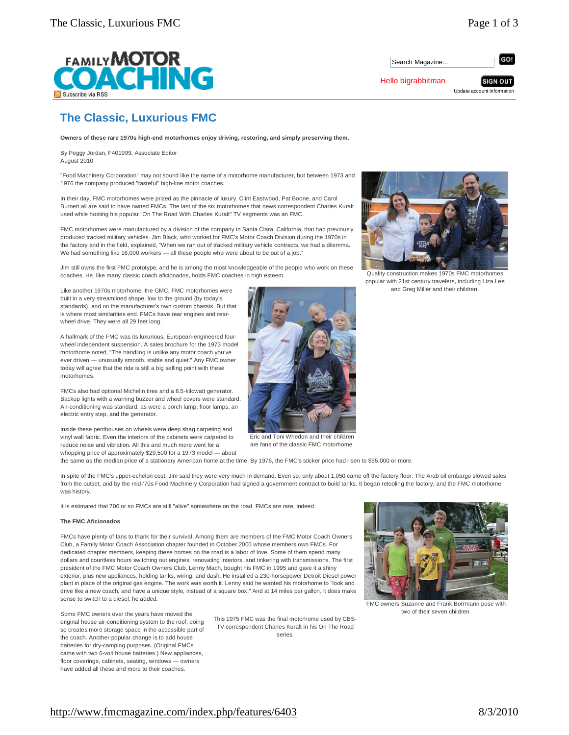# The Classic, Luxurious FMC

**Owners of these rare 1970s high-end motorhomes enjoy driving, restoring, and simply preserving them.**

By Peggy Jordan, F401999, Associate Editor
August 2010

"Food Machinery Corporation" may not sound like the name of a motorhome manufacturer, but between 1973 and 1976 the company produced "tasteful" high-line motor coaches.

In their day, FMC motorhomes were prized as the pinnacle of luxury. Clint Eastwood, Pat Boone, and Carol Burnett all are said to have owned FMCs. The last of the six motorhomes that news correspondent Charles Kuralt used while hosting his popular "On The Road With Charles Kuralt" TV segments was an FMC.

FMC motorhomes were manufactured by a division of the company in Santa Clara, California, that had previously produced tracked military vehicles. Jim Black, who worked for FMC's Motor Coach Division during the 1970s in the factory and in the field, explained, "When we ran out of tracked military vehicle contracts, we had a dilemma. We had something like 16,000 workers — all these people who were about to be out of a job."

Jim still owns the first FMC prototype, and he is among the most knowledgeable of the people who work on these coaches. He, like many classic coach aficionados, holds FMC coaches in high esteem.

Quality construction makes 1970s FMC motorhomes popular with 21st century travelers, including Liza Lee and Greg Miller and their children.

Like another 1970s motorhome, the GMC, FMC motorhomes were built in a very streamlined shape, low to the ground (by today's standards), and on the manufacturer's own custom chassis. But that is where most similarities end. FMCs have rear engines and rear-wheel drive. They were all 29 feet long.

A hallmark of the FMC was its luxurious, European-engineered four-wheel independent suspension. A sales brochure for the 1973 model motorhome noted, "The handling is unlike any motor coach you've ever driven — unusually smooth, stable and quiet." Any FMC owner today will agree that the ride is still a big selling point with these motorhomes.

FMCs also had optional Michelin tires and a 6.5-kilowatt generator. Backup lights with a warning buzzer and wheel covers were standard. Air-conditioning was standard, as were a porch lamp, floor lamps, an electric entry step, and the generator.

Eric and Toni Whedon and their children are fans of the classic FMC motorhome.

Inside these penthouses on wheels were deep shag carpeting and vinyl wall fabric. Even the interiors of the cabinets were carpeted to reduce noise and vibration. All this and much more went for a whopping price of approximately $29,500 for a 1973 model — about the same as the median price of a stationary American home at the time. By 1976, the FMC's sticker price had risen to $55,000 or more.

In spite of the FMC's upper-echelon cost, Jim said they were very much in demand. Even so, only about 1,050 came off the factory floor. The Arab oil embargo slowed sales from the outset, and by the mid-'70s Food Machinery Corporation had signed a government contract to build tanks. It began retooling the factory, and the FMC motorhome was history.

It is estimated that 700 or so FMCs are still "alive" somewhere on the road. FMCs are rare, indeed.

**The FMC Aficionados**

FMCs have plenty of fans to thank for their survival. Among them are members of the FMC Motor Coach Owners Club, a Family Motor Coach Association chapter founded in October 2000 whose members own FMCs. For dedicated chapter members, keeping these homes on the road is a labor of love. Some of them spend many dollars and countless hours switching out engines, renovating interiors, and tinkering with transmissions. The first president of the FMC Motor Coach Owners Club, Lenny Mach, bought his FMC in 1995 and gave it a shiny exterior, plus new appliances, holding tanks, wiring, and dash. He installed a 230-horsepower Detroit Diesel power plant in place of the original gas engine. The work was worth it. Lenny said he wanted his motorhome to "look and drive like a new coach, and have a unique style, instead of a square box." And at 14 miles per gallon, it does make sense to switch to a diesel, he added.

FMC owners Suzanne and Frank Borrmann pose with two of their seven children.

Some FMC owners over the years have moved the original house air-conditioning system to the roof; doing so creates more storage space in the accessible part of the coach. Another popular change is to add house batteries for dry-camping purposes. (Original FMCs came with two 6-volt house batteries.) New appliances, floor coverings, cabinets, seating, windows — owners have added all these and more to their coaches.

This 1975 FMC was the final motorhome used by CBS-TV correspondent Charles Kuralt in his On The Road series.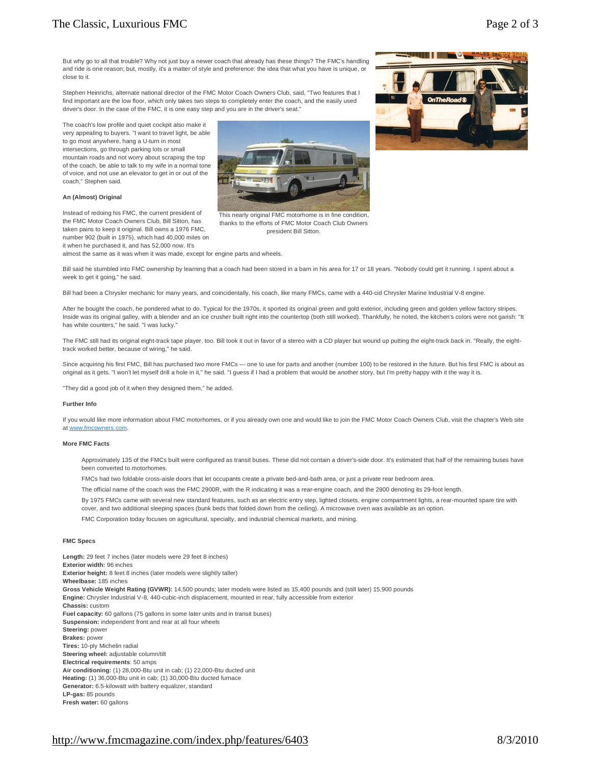But why go to all that trouble? Why not just buy a newer coach that already has these things? The FMC's handling and ride is one reason; but, mostly, it's a matter of style and preference: the idea that what you have is unique, or close to it.

Stephen Heinrichs, alternate national director of the FMC Motor Coach Owners Club, said, "Two features that I find important are the low floor, which only takes two steps to completely enter the coach, and the easily used driver's door. In the case of the FMC, it is one easy step and you are in the driver's seat."

The coach's low profile and quiet cockpit also make it very appealing to buyers. "I want to travel light, be able to go most anywhere, hang a U-turn in most intersections, go through parking lots or small mountain roads and not worry about scraping the top of the coach, be able to talk to my wife in a normal tone of voice, and not use an elevator to get in or out of the coach," Stephen said.

This nearly original FMC motorhome is in fine condition, thanks to the efforts of FMC Motor Coach Club Owners president Bill Sitton.

**An (Almost) Original**

Instead of redoing his FMC, the current president of the FMC Motor Coach Owners Club, Bill Sitton, has taken pains to keep it original. Bill owns a 1976 FMC, number 902 (built in 1975), which had 40,000 miles on it when he purchased it, and has 52,000 now. It's almost the same as it was when it was made, except for engine parts and wheels.

Bill said he stumbled into FMC ownership by learning that a coach had been stored in a barn in his area for 17 or 18 years. "Nobody could get it running. I spent about a week to get it going," he said.

Bill had been a Chrysler mechanic for many years, and coincidentally, his coach, like many FMCs, came with a 440-cid Chrysler Marine Industrial V-8 engine.

After he bought the coach, he pondered what to do. Typical for the 1970s, it sported its original green and gold exterior, including green and golden yellow factory stripes. Inside was its original galley, with a blender and an ice crusher built right into the countertop (both still worked). Thankfully, he noted, the kitchen's colors were not garish: "It has white counters," he said. "I was lucky."

The FMC still had its original eight-track tape player, too. Bill took it out in favor of a stereo with a CD player but wound up putting the eight-track back in. "Really, the eight-track worked better, because of wiring," he said.

Since acquiring his first FMC, Bill has purchased two more FMCs — one to use for parts and another (number 100) to be restored in the future. But his first FMC is about as original as it gets. "I won't let myself drill a hole in it," he said. "I guess if I had a problem that would be another story, but I'm pretty happy with it the way it is.

"They did a good job of it when they designed them," he added.

**Further Info**

If you would like more information about FMC motorhomes, or if you already own one and would like to join the FMC Motor Coach Owners Club, visit the chapter's Web site at www.fmcowners.com.

**More FMC Facts**

Approximately 135 of the FMCs built were configured as transit buses. These did not contain a driver's-side door. It's estimated that half of the remaining buses have been converted to motorhomes.

FMCs had two foldable cross-aisle doors that let occupants create a private bed-and-bath area, or just a private rear bedroom area.

The official name of the coach was the FMC 2900R, with the R indicating it was a rear-engine coach, and the 2900 denoting its 29-foot length.

By 1975 FMCs came with several new standard features, such as an electric entry step, lighted closets, engine compartment lights, a rear-mounted spare tire with cover, and two additional sleeping spaces (bunk beds that folded down from the ceiling). A microwave oven was available as an option.

FMC Corporation today focuses on agricultural, specialty, and industrial chemical markets, and mining.

**FMC Specs**

**Length:** 29 feet 7 inches (later models were 29 feet 8 inches)
**Exterior width:** 96 inches
**Exterior height:** 8 feet 8 inches (later models were slightly taller)
**Wheelbase:** 185 inches
**Gross Vehicle Weight Rating (GVWR):** 14,500 pounds; later models were listed as 15,400 pounds and (still later) 15,900 pounds
**Engine:** Chrysler Industrial V-8, 440-cubic-inch displacement, mounted in rear, fully accessible from exterior
**Chassis:** custom
**Fuel capacity:** 60 gallons (75 gallons in some later units and in transit buses)
**Suspension:** independent front and rear at all four wheels
**Steering:** power
**Brakes:** power
**Tires:** 10-ply Michelin radial
**Steering wheel:** adjustable column/tilt
**Electrical requirements**: 50 amps
**Air conditioning:** (1) 28,000-Btu unit in cab; (1) 22,000-Btu ducted unit
**Heating:** (1) 36,000-Btu unit in cab; (1) 30,000-Btu ducted furnace
**Generator:** 6.5-kilowatt with battery equalizer, standard
**LP-gas:** 85 pounds
**Fresh water:** 60 gallons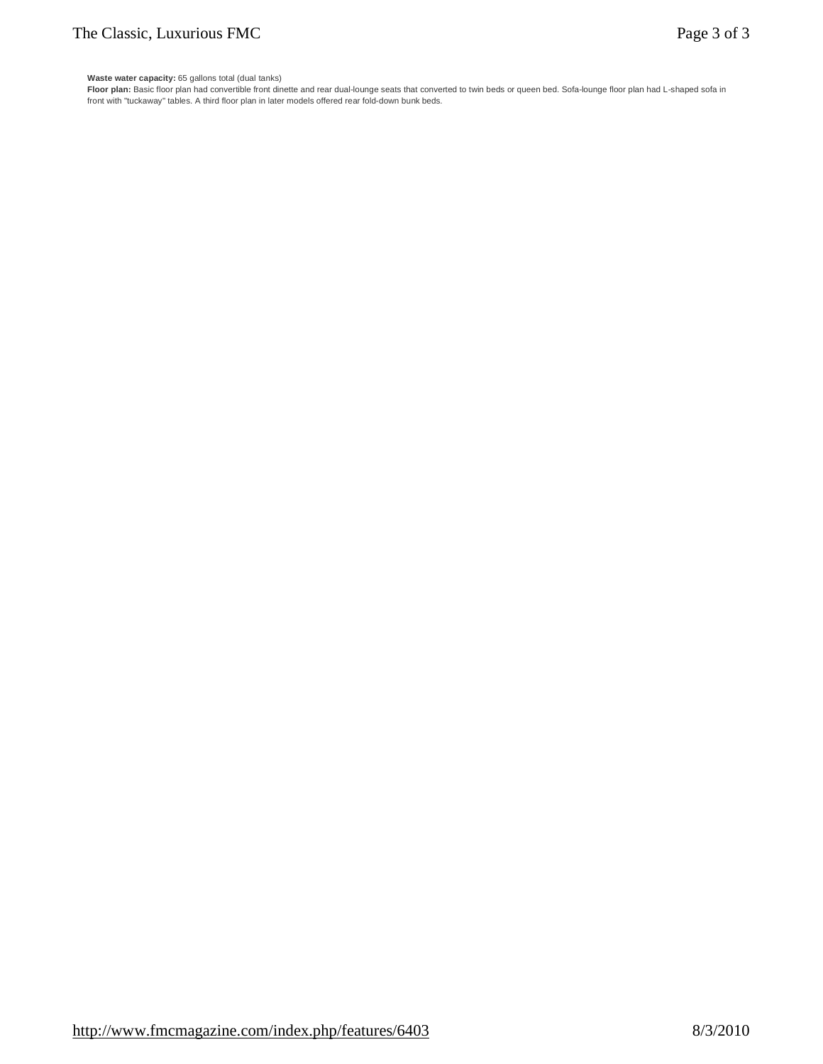**Waste water capacity:** 65 gallons total (dual tanks)

**Floor plan:** Basic floor plan had convertible front dinette and rear dual-lounge seats that converted to twin beds or queen bed. Sofa-lounge floor plan had L-shaped sofa in front with "tuckaway" tables. A third floor plan in later models offered rear fold-down bunk beds.